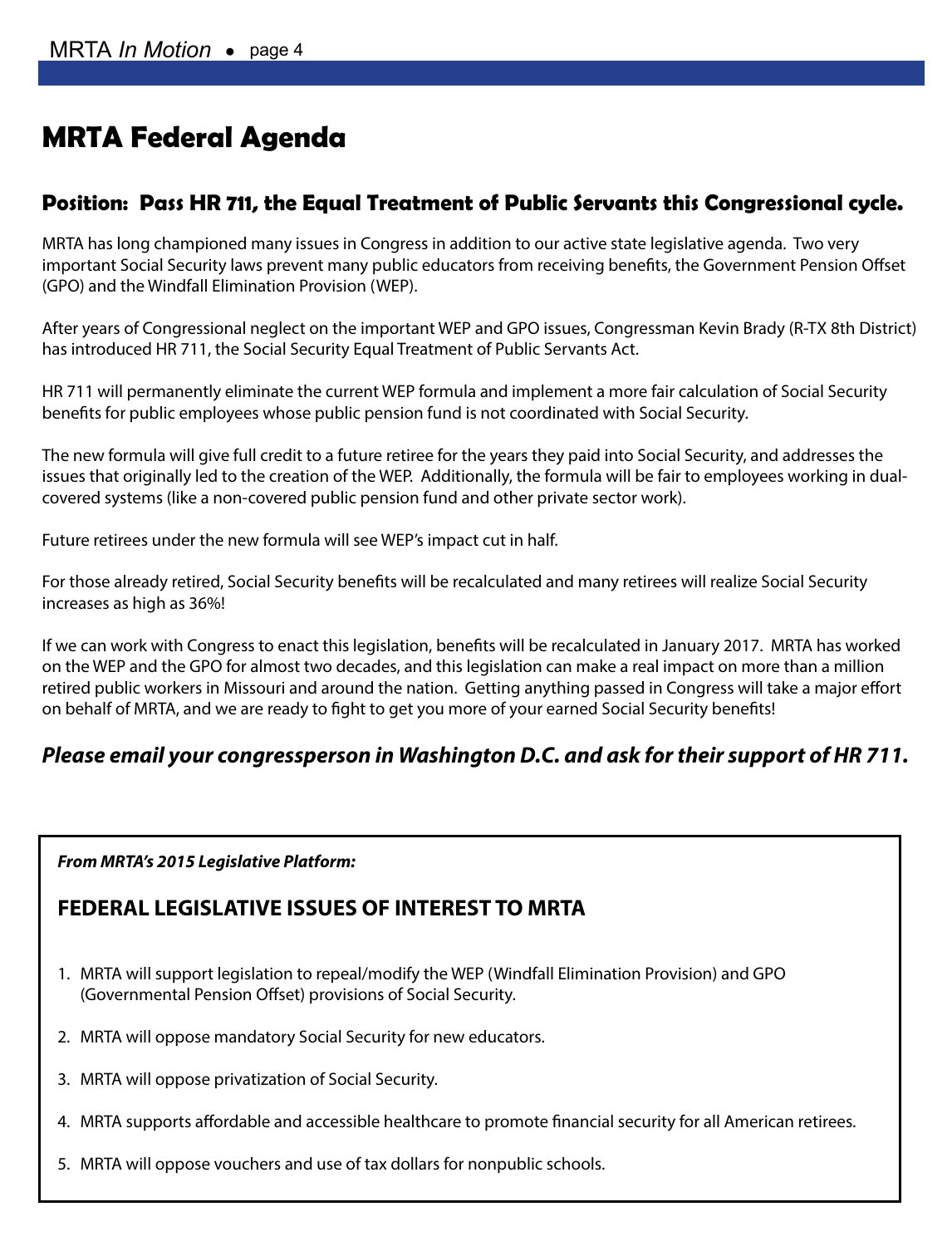# MRTA Federal Agenda

## Position: Pass HR 711, the Equal Treatment of Public Servants this Congressional cycle.

MRTA has long championed many issues in Congress in addition to our active state legislative agenda. Two very important Social Security laws prevent many public educators from receiving benefits, the Government Pension Offset (GPO) and the Windfall Elimination Provision (WEP).

After years of Congressional neglect on the important WEP and GPO issues, Congressman Kevin Brady (R-TX 8th District) has introduced HR 711, the Social Security Equal Treatment of Public Servants Act.

HR 711 will permanently eliminate the current WEP formula and implement a more fair calculation of Social Security benefits for public employees whose public pension fund is not coordinated with Social Security.

The new formula will give full credit to a future retiree for the years they paid into Social Security, and addresses the issues that originally led to the creation of the WEP. Additionally, the formula will be fair to employees working in dual-covered systems (like a non-covered public pension fund and other private sector work).

Future retirees under the new formula will see WEP's impact cut in half.

For those already retired, Social Security benefits will be recalculated and many retirees will realize Social Security increases as high as 36%!

If we can work with Congress to enact this legislation, benefits will be recalculated in January 2017. MRTA has worked on the WEP and the GPO for almost two decades, and this legislation can make a real impact on more than a million retired public workers in Missouri and around the nation. Getting anything passed in Congress will take a major effort on behalf of MRTA, and we are ready to fight to get you more of your earned Social Security benefits!

***Please email your congressperson in Washington D.C. and ask for their support of HR 711.***

***From MRTA's 2015 Legislative Platform:***

### FEDERAL LEGISLATIVE ISSUES OF INTEREST TO MRTA

1. MRTA will support legislation to repeal/modify the WEP (Windfall Elimination Provision) and GPO (Governmental Pension Offset) provisions of Social Security.
2. MRTA will oppose mandatory Social Security for new educators.
3. MRTA will oppose privatization of Social Security.
4. MRTA supports affordable and accessible healthcare to promote financial security for all American retirees.
5. MRTA will oppose vouchers and use of tax dollars for nonpublic schools.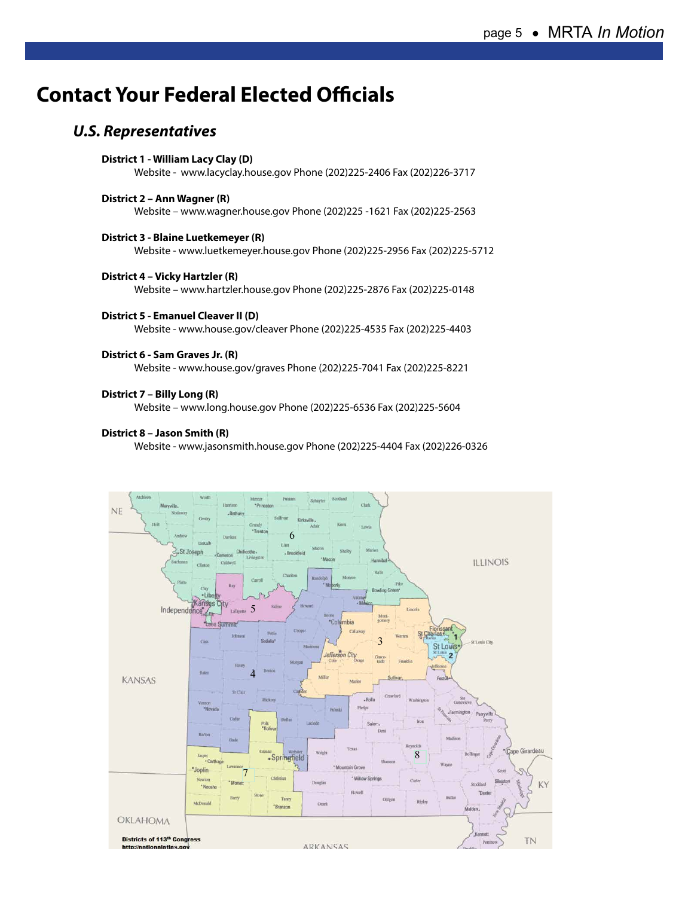# Contact Your Federal Elected Officials

## *U.S. Representatives*

**District 1 - William Lacy Clay (D)**
Website - www.lacyclay.house.gov Phone (202)225-2406 Fax (202)226-3717

**District 2 – Ann Wagner (R)**
Website – www.wagner.house.gov Phone (202)225 -1621 Fax (202)225-2563

**District 3 - Blaine Luetkemeyer (R)**
Website - www.luetkemeyer.house.gov Phone (202)225-2956 Fax (202)225-5712

**District 4 – Vicky Hartzler (R)**
Website – www.hartzler.house.gov Phone (202)225-2876 Fax (202)225-0148

**District 5 - Emanuel Cleaver II (D)**
Website - www.house.gov/cleaver Phone (202)225-4535 Fax (202)225-4403

**District 6 - Sam Graves Jr. (R)**
Website - www.house.gov/graves Phone (202)225-7041 Fax (202)225-8221

**District 7 – Billy Long (R)**
Website – www.long.house.gov Phone (202)225-6536 Fax (202)225-5604

**District 8 – Jason Smith (R)**
Website - www.jasonsmith.house.gov Phone (202)225-4404 Fax (202)226-0326

Districts of 113th Congress
http://nationalatlas.gov